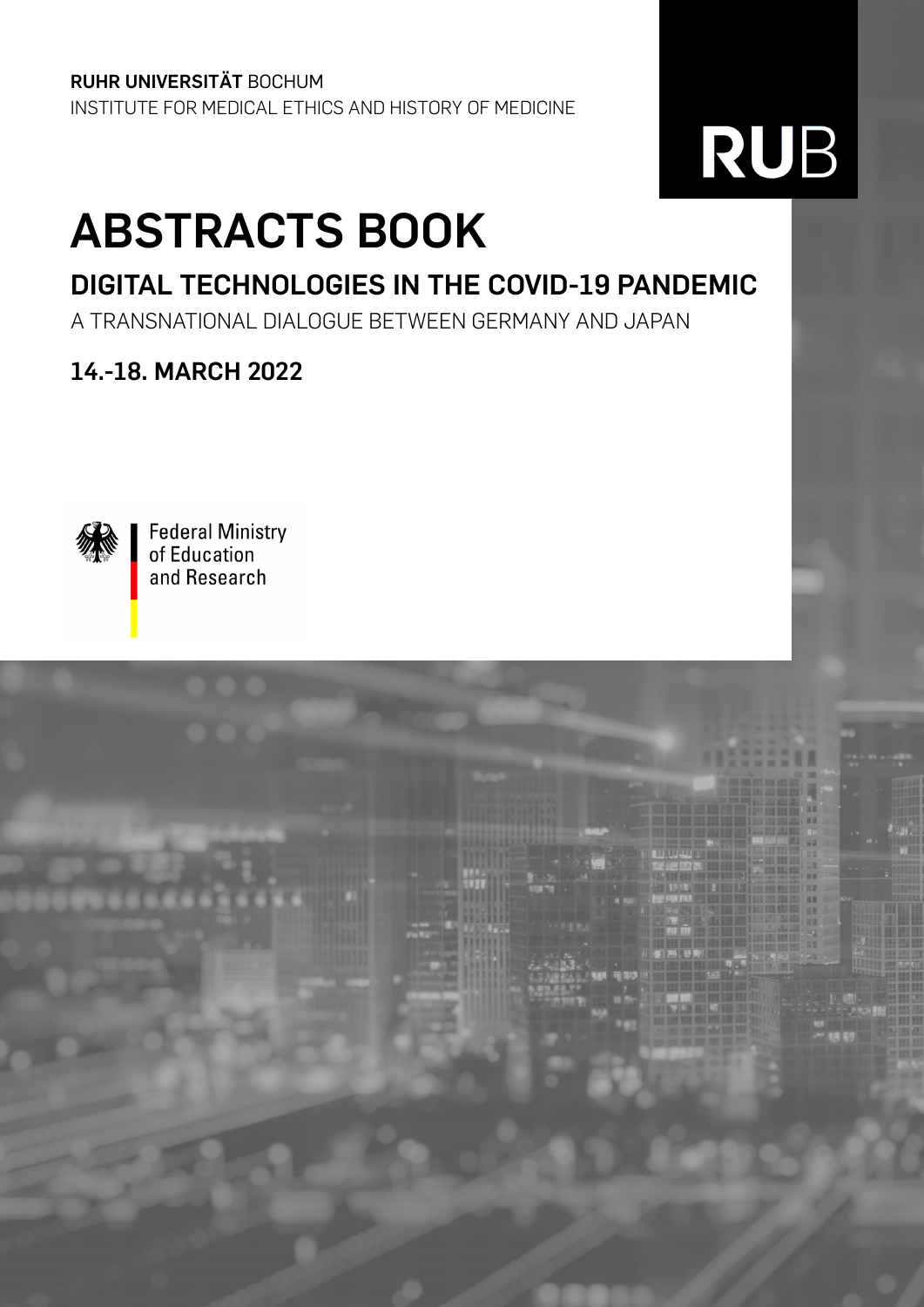**RUHR UNIVERSITÄT** BOCHUM
INSTITUTE FOR MEDICAL ETHICS AND HISTORY OF MEDICINE

**RUB**

# ABSTRACTS BOOK

## DIGITAL TECHNOLOGIES IN THE COVID-19 PANDEMIC

A TRANSNATIONAL DIALOGUE BETWEEN GERMANY AND JAPAN

### 14.-18. MARCH 2022

Federal Ministry
of Education
and Research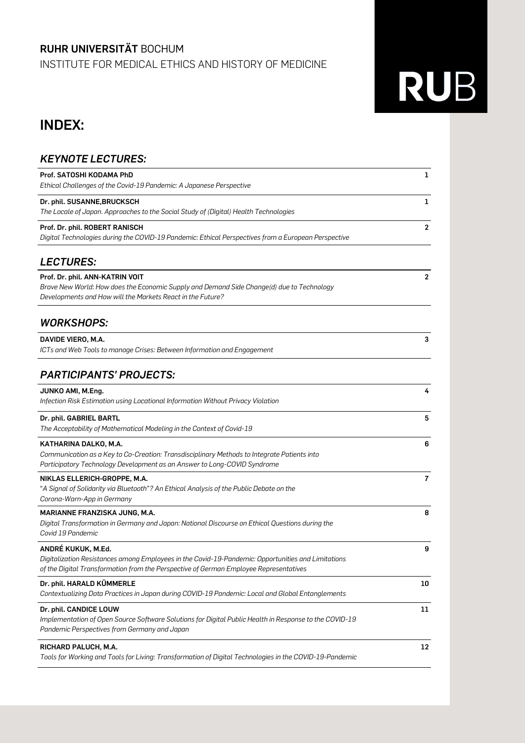**RUHR UNIVERSITÄT** BOCHUM
INSTITUTE FOR MEDICAL ETHICS AND HISTORY OF MEDICINE

**RUB**

# INDEX:

## *KEYNOTE LECTURES:*

| | |
|---|---|
| **Prof. SATOSHI KODAMA PhD**<br>*Ethical Challenges of the Covid-19 Pandemic: A Japanese Perspective* | 1 |
| **Dr. phil. SUSANNE,BRUCKSCH**<br>*The Locale of Japan. Approaches to the Social Study of (Digital) Health Technologies* | 1 |
| **Prof. Dr. phil. ROBERT RANISCH**<br>*Digital Technologies during the COVID-19 Pandemic: Ethical Perspectives from a European Perspective* | 2 |

## *LECTURES:*

| | |
|---|---|
| **Prof. Dr. phil. ANN-KATRIN VOIT**<br>*Brave New World: How does the Economic Supply and Demand Side Change(d) due to Technology Developments and How will the Markets React in the Future?* | 2 |

## *WORKSHOPS:*

| | |
|---|---|
| **DAVIDE VIERO, M.A.**<br>*ICTs and Web Tools to manage Crises: Between Information and Engagement* | 3 |

## *PARTICIPANTS' PROJECTS:*

| | |
|---|---|
| **JUNKO AMI, M.Eng.**<br>*Infection Risk Estimation using Locational Information Without Privacy Violation* | 4 |
| **Dr. phil. GABRIEL BARTL**<br>*The Acceptability of Mathematical Modeling in the Context of Covid-19* | 5 |
| **KATHARINA DALKO, M.A.**<br>*Communication as a Key to Co-Creation: Transdisciplinary Methods to Integrate Patients into Participatory Technology Development as an Answer to Long-COVID Syndrome* | 6 |
| **NIKLAS ELLERICH-GROPPE, M.A.**<br>"*A Signal of Solidarity via Bluetooth*"*? An Ethical Analysis of the Public Debate on the Corona-Warn-App in Germany* | 7 |
| **MARIANNE FRANZISKA JUNG, M.A.**<br>*Digital Transformation in Germany and Japan: National Discourse on Ethical Questions during the Covid 19 Pandemic* | 8 |
| **ANDRÉ KUKUK, M.Ed.**<br>*Digitalization Resistances among Employees in the Covid-19-Pandemic: Opportunities and Limitations of the Digital Transformation from the Perspective of German Employee Representatives* | 9 |
| **Dr. phil. HARALD KÜMMERLE**<br>*Contextualizing Data Practices in Japan during COVID-19 Pandemic: Local and Global Entanglements* | 10 |
| **Dr. phil. CANDICE LOUW**<br>*Implementation of Open Source Software Solutions for Digital Public Health in Response to the COVID-19 Pandemic Perspectives from Germany and Japan* | 11 |
| **RICHARD PALUCH, M.A.**<br>*Tools for Working and Tools for Living: Transformation of Digital Technologies in the COVID-19-Pandemic* | 12 |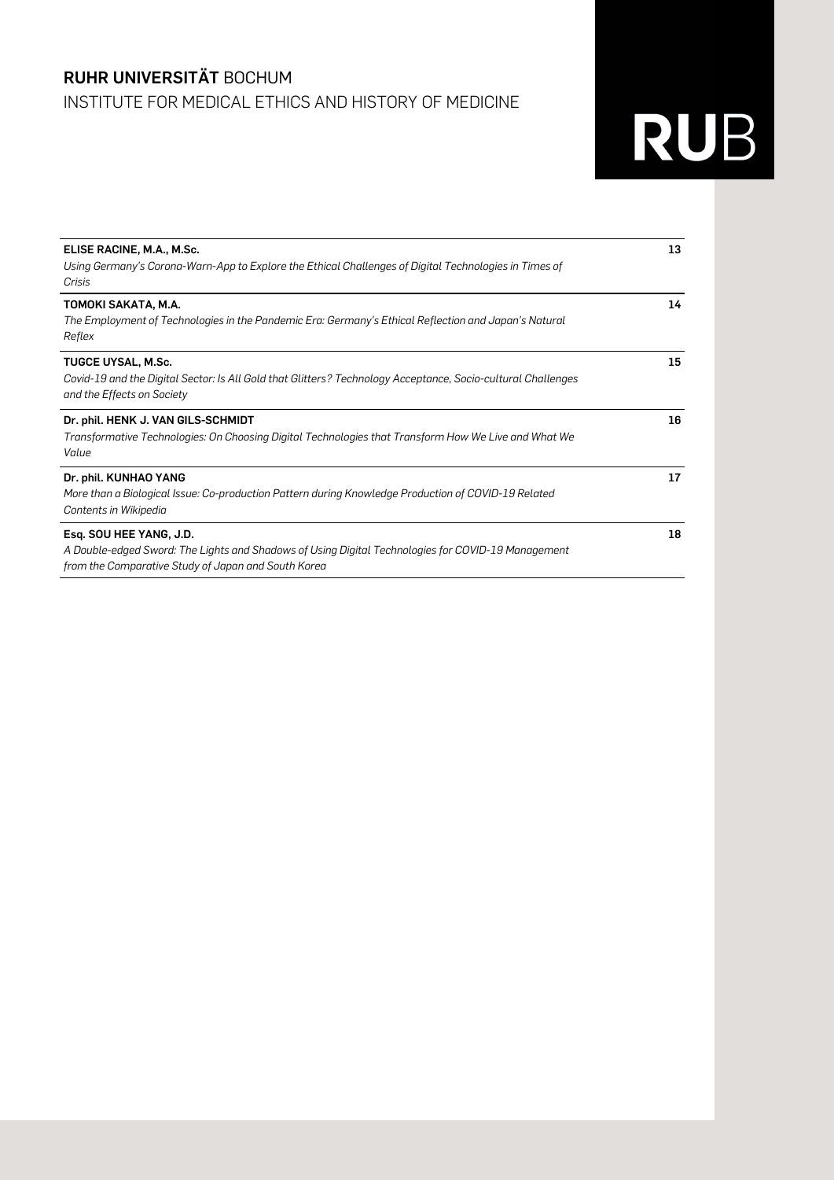**RUHR UNIVERSITÄT** BOCHUM
INSTITUTE FOR MEDICAL ETHICS AND HISTORY OF MEDICINE

| | |
|---|---|
| **ELISE RACINE, M.A., M.Sc.**<br>*Using Germany's Corona-Warn-App to Explore the Ethical Challenges of Digital Technologies in Times of Crisis* | **13** |
| **TOMOKI SAKATA, M.A.**<br>*The Employment of Technologies in the Pandemic Era: Germany's Ethical Reflection and Japan's Natural Reflex* | **14** |
| **TUGCE UYSAL, M.Sc.**<br>*Covid-19 and the Digital Sector: Is All Gold that Glitters? Technology Acceptance, Socio-cultural Challenges and the Effects on Society* | **15** |
| **Dr. phil. HENK J. VAN GILS-SCHMIDT**<br>*Transformative Technologies: On Choosing Digital Technologies that Transform How We Live and What We Value* | **16** |
| **Dr. phil. KUNHAO YANG**<br>*More than a Biological Issue: Co-production Pattern during Knowledge Production of COVID-19 Related Contents in Wikipedia* | **17** |
| **Esq. SOU HEE YANG, J.D.**<br>*A Double-edged Sword: The Lights and Shadows of Using Digital Technologies for COVID-19 Management from the Comparative Study of Japan and South Korea* | **18** |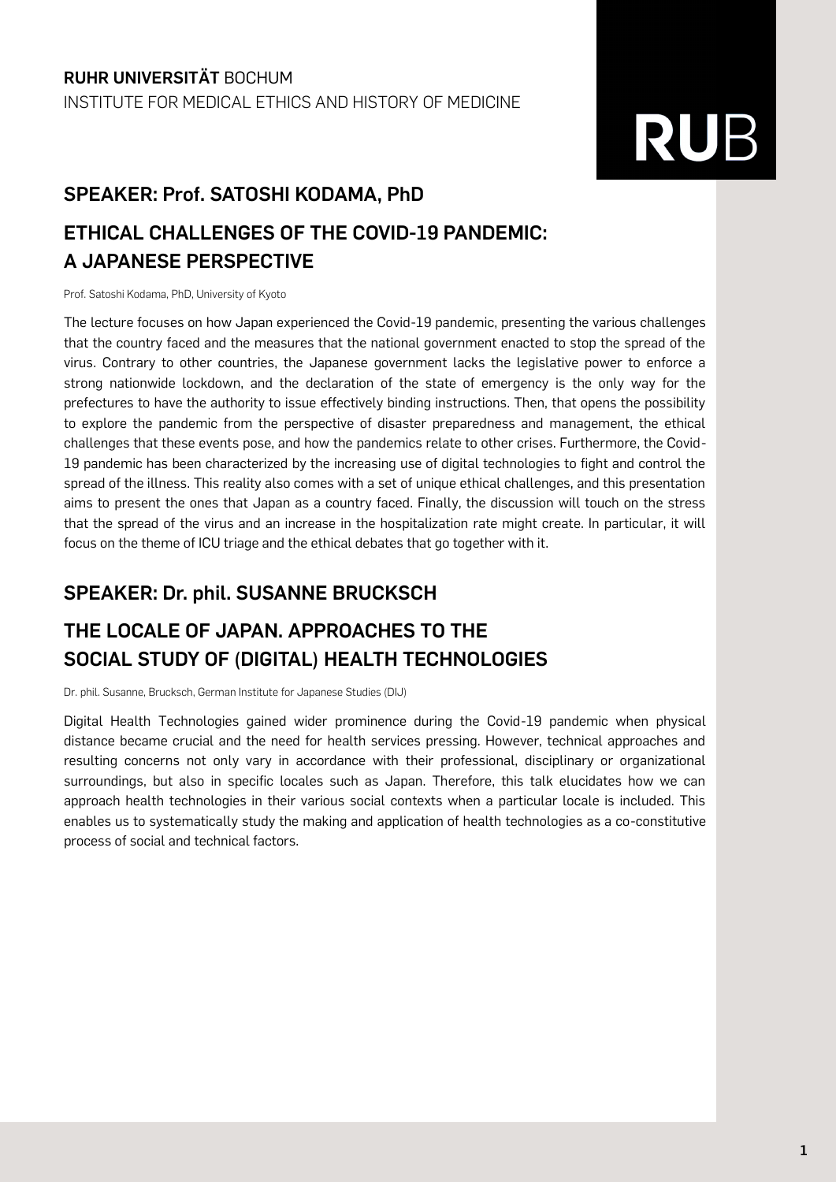**RUHR UNIVERSITÄT** BOCHUM
INSTITUTE FOR MEDICAL ETHICS AND HISTORY OF MEDICINE

## SPEAKER: Prof. SATOSHI KODAMA, PhD

## ETHICAL CHALLENGES OF THE COVID-19 PANDEMIC: A JAPANESE PERSPECTIVE

Prof. Satoshi Kodama, PhD, University of Kyoto

The lecture focuses on how Japan experienced the Covid-19 pandemic, presenting the various challenges that the country faced and the measures that the national government enacted to stop the spread of the virus. Contrary to other countries, the Japanese government lacks the legislative power to enforce a strong nationwide lockdown, and the declaration of the state of emergency is the only way for the prefectures to have the authority to issue effectively binding instructions. Then, that opens the possibility to explore the pandemic from the perspective of disaster preparedness and management, the ethical challenges that these events pose, and how the pandemics relate to other crises. Furthermore, the Covid-19 pandemic has been characterized by the increasing use of digital technologies to fight and control the spread of the illness. This reality also comes with a set of unique ethical challenges, and this presentation aims to present the ones that Japan as a country faced. Finally, the discussion will touch on the stress that the spread of the virus and an increase in the hospitalization rate might create. In particular, it will focus on the theme of ICU triage and the ethical debates that go together with it.

## SPEAKER: Dr. phil. SUSANNE BRUCKSCH

## THE LOCALE OF JAPAN. APPROACHES TO THE SOCIAL STUDY OF (DIGITAL) HEALTH TECHNOLOGIES

Dr. phil. Susanne, Brucksch, German Institute for Japanese Studies (DIJ)

Digital Health Technologies gained wider prominence during the Covid-19 pandemic when physical distance became crucial and the need for health services pressing. However, technical approaches and resulting concerns not only vary in accordance with their professional, disciplinary or organizational surroundings, but also in specific locales such as Japan. Therefore, this talk elucidates how we can approach health technologies in their various social contexts when a particular locale is included. This enables us to systematically study the making and application of health technologies as a co-constitutive process of social and technical factors.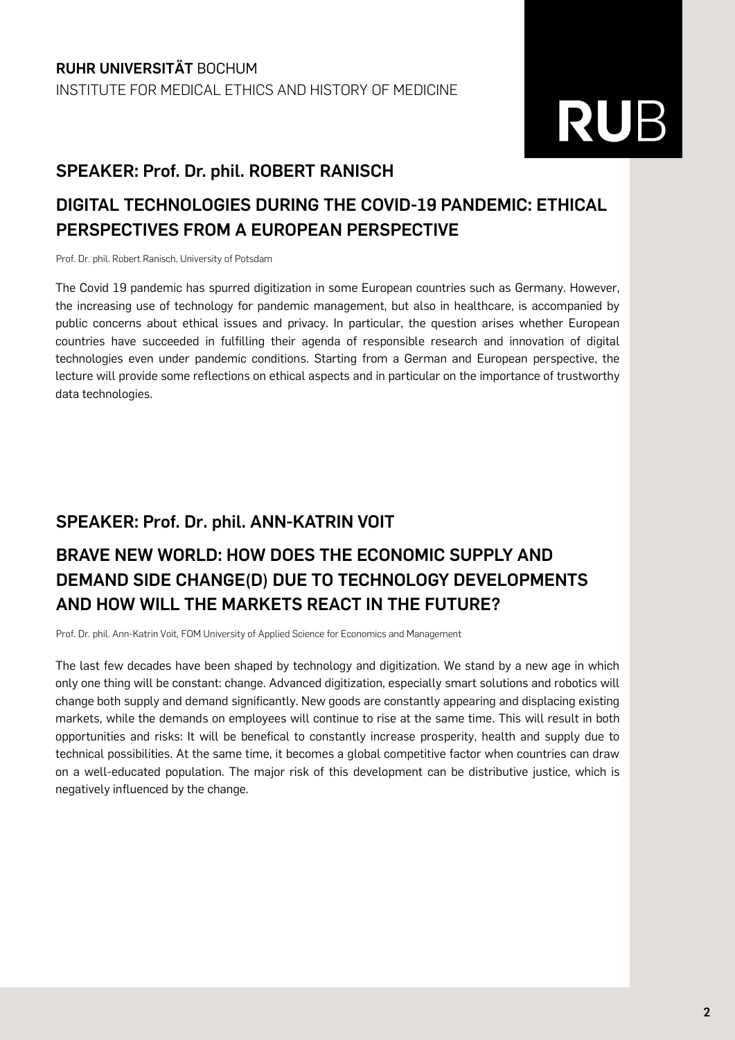## SPEAKER: Prof. Dr. phil. ROBERT RANISCH

## DIGITAL TECHNOLOGIES DURING THE COVID-19 PANDEMIC: ETHICAL PERSPECTIVES FROM A EUROPEAN PERSPECTIVE

Prof. Dr. phil. Robert Ranisch, University of Potsdam

The Covid 19 pandemic has spurred digitization in some European countries such as Germany. However, the increasing use of technology for pandemic management, but also in healthcare, is accompanied by public concerns about ethical issues and privacy. In particular, the question arises whether European countries have succeeded in fulfilling their agenda of responsible research and innovation of digital technologies even under pandemic conditions. Starting from a German and European perspective, the lecture will provide some reflections on ethical aspects and in particular on the importance of trustworthy data technologies.

## SPEAKER: Prof. Dr. phil. ANN-KATRIN VOIT

## BRAVE NEW WORLD: HOW DOES THE ECONOMIC SUPPLY AND DEMAND SIDE CHANGE(D) DUE TO TECHNOLOGY DEVELOPMENTS AND HOW WILL THE MARKETS REACT IN THE FUTURE?

Prof. Dr. phil. Ann-Katrin Voit, FOM University of Applied Science for Economics and Management

The last few decades have been shaped by technology and digitization. We stand by a new age in which only one thing will be constant: change. Advanced digitization, especially smart solutions and robotics will change both supply and demand significantly. New goods are constantly appearing and displacing existing markets, while the demands on employees will continue to rise at the same time. This will result in both opportunities and risks: It will be benefical to constantly increase prosperity, health and supply due to technical possibilities. At the same time, it becomes a global competitive factor when countries can draw on a well-educated population. The major risk of this development can be distributive justice, which is negatively influenced by the change.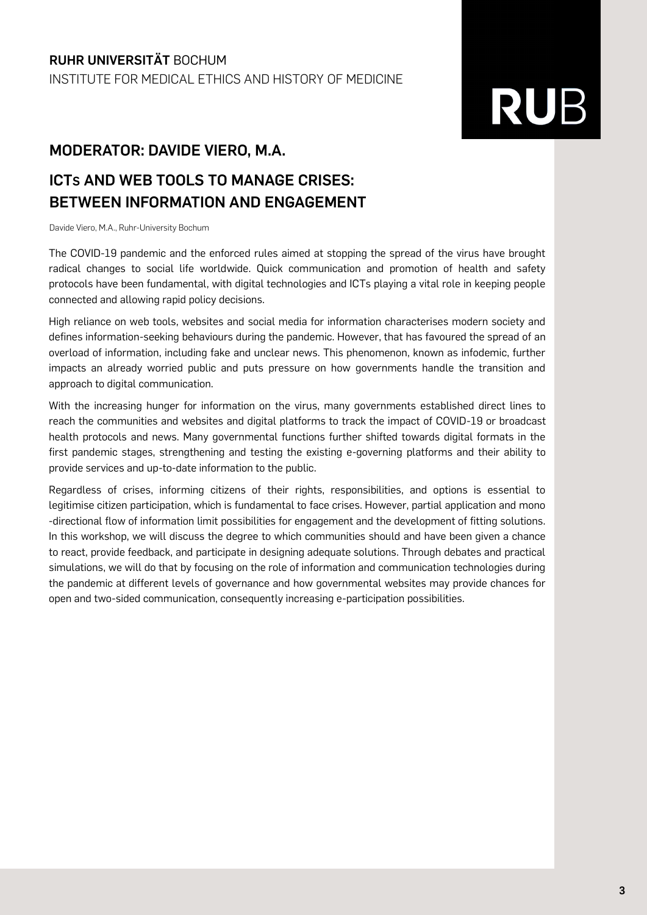## MODERATOR: DAVIDE VIERO, M.A.

## ICTs AND WEB TOOLS TO MANAGE CRISES: BETWEEN INFORMATION AND ENGAGEMENT

Davide Viero, M.A., Ruhr-University Bochum

The COVID-19 pandemic and the enforced rules aimed at stopping the spread of the virus have brought radical changes to social life worldwide. Quick communication and promotion of health and safety protocols have been fundamental, with digital technologies and ICTs playing a vital role in keeping people connected and allowing rapid policy decisions.

High reliance on web tools, websites and social media for information characterises modern society and defines information-seeking behaviours during the pandemic. However, that has favoured the spread of an overload of information, including fake and unclear news. This phenomenon, known as infodemic, further impacts an already worried public and puts pressure on how governments handle the transition and approach to digital communication.

With the increasing hunger for information on the virus, many governments established direct lines to reach the communities and websites and digital platforms to track the impact of COVID-19 or broadcast health protocols and news. Many governmental functions further shifted towards digital formats in the first pandemic stages, strengthening and testing the existing e-governing platforms and their ability to provide services and up-to-date information to the public.

Regardless of crises, informing citizens of their rights, responsibilities, and options is essential to legitimise citizen participation, which is fundamental to face crises. However, partial application and mono-directional flow of information limit possibilities for engagement and the development of fitting solutions. In this workshop, we will discuss the degree to which communities should and have been given a chance to react, provide feedback, and participate in designing adequate solutions. Through debates and practical simulations, we will do that by focusing on the role of information and communication technologies during the pandemic at different levels of governance and how governmental websites may provide chances for open and two-sided communication, consequently increasing e-participation possibilities.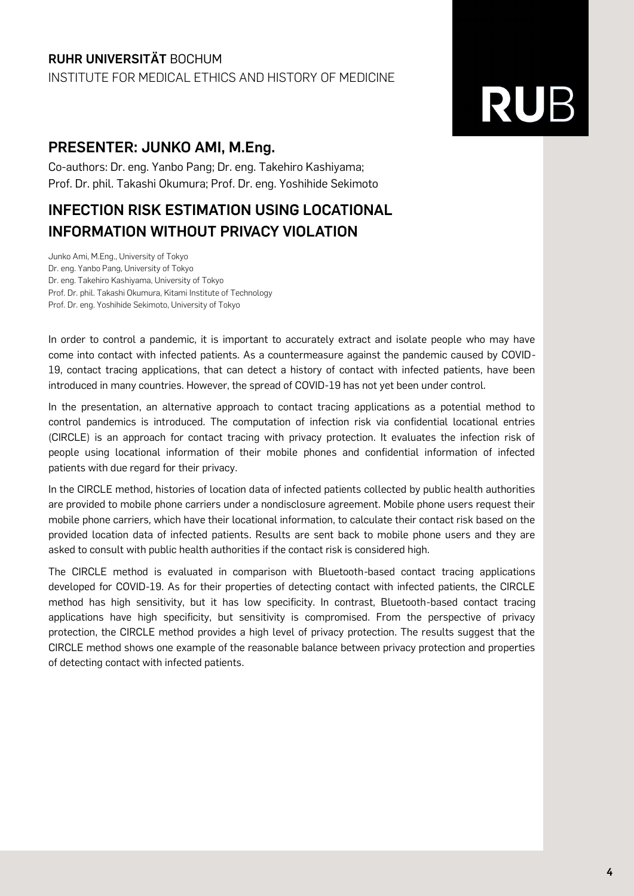**RUHR UNIVERSITÄT** BOCHUM
INSTITUTE FOR MEDICAL ETHICS AND HISTORY OF MEDICINE

## PRESENTER: JUNKO AMI, M.Eng.

Co-authors: Dr. eng. Yanbo Pang; Dr. eng. Takehiro Kashiyama; Prof. Dr. phil. Takashi Okumura; Prof. Dr. eng. Yoshihide Sekimoto

# INFECTION RISK ESTIMATION USING LOCATIONAL INFORMATION WITHOUT PRIVACY VIOLATION

Junko Ami, M.Eng., University of Tokyo
Dr. eng. Yanbo Pang, University of Tokyo
Dr. eng. Takehiro Kashiyama, University of Tokyo
Prof. Dr. phil. Takashi Okumura, Kitami Institute of Technology
Prof. Dr. eng. Yoshihide Sekimoto, University of Tokyo

In order to control a pandemic, it is important to accurately extract and isolate people who may have come into contact with infected patients. As a countermeasure against the pandemic caused by COVID-19, contact tracing applications, that can detect a history of contact with infected patients, have been introduced in many countries. However, the spread of COVID-19 has not yet been under control.

In the presentation, an alternative approach to contact tracing applications as a potential method to control pandemics is introduced. The computation of infection risk via confidential locational entries (CIRCLE) is an approach for contact tracing with privacy protection. It evaluates the infection risk of people using locational information of their mobile phones and confidential information of infected patients with due regard for their privacy.

In the CIRCLE method, histories of location data of infected patients collected by public health authorities are provided to mobile phone carriers under a nondisclosure agreement. Mobile phone users request their mobile phone carriers, which have their locational information, to calculate their contact risk based on the provided location data of infected patients. Results are sent back to mobile phone users and they are asked to consult with public health authorities if the contact risk is considered high.

The CIRCLE method is evaluated in comparison with Bluetooth-based contact tracing applications developed for COVID-19. As for their properties of detecting contact with infected patients, the CIRCLE method has high sensitivity, but it has low specificity. In contrast, Bluetooth-based contact tracing applications have high specificity, but sensitivity is compromised. From the perspective of privacy protection, the CIRCLE method provides a high level of privacy protection. The results suggest that the CIRCLE method shows one example of the reasonable balance between privacy protection and properties of detecting contact with infected patients.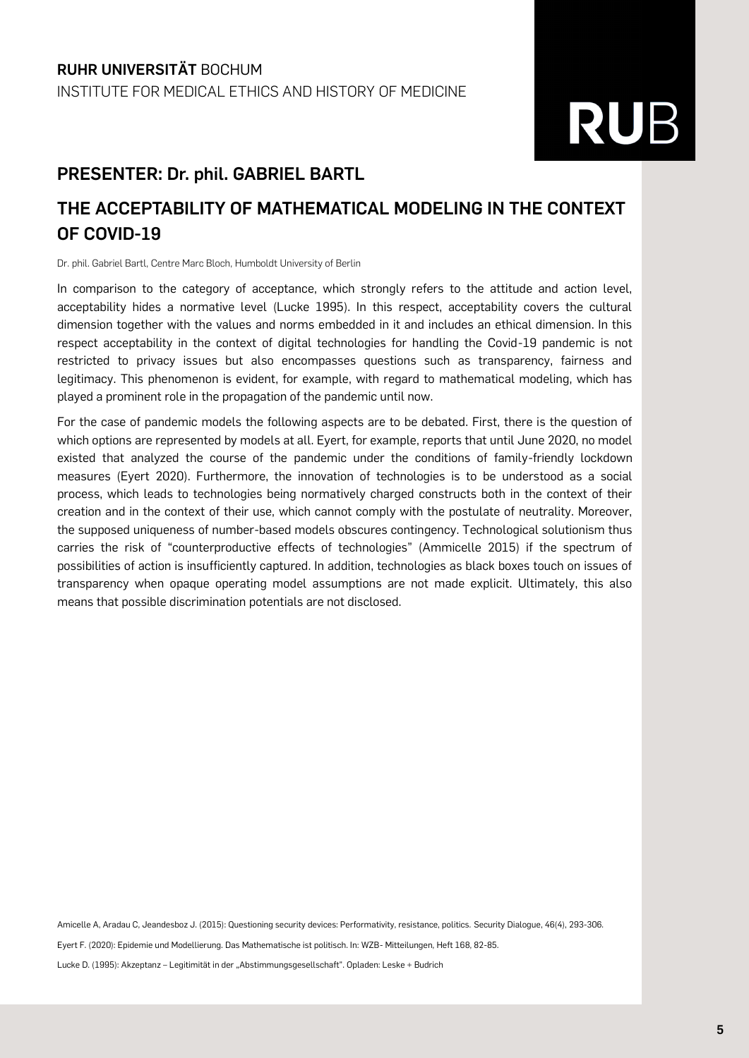**RUHR UNIVERSITÄT** BOCHUM
INSTITUTE FOR MEDICAL ETHICS AND HISTORY OF MEDICINE

## PRESENTER: Dr. phil. GABRIEL BARTL

## THE ACCEPTABILITY OF MATHEMATICAL MODELING IN THE CONTEXT OF COVID-19

Dr. phil. Gabriel Bartl, Centre Marc Bloch, Humboldt University of Berlin

In comparison to the category of acceptance, which strongly refers to the attitude and action level, acceptability hides a normative level (Lucke 1995). In this respect, acceptability covers the cultural dimension together with the values and norms embedded in it and includes an ethical dimension. In this respect acceptability in the context of digital technologies for handling the Covid-19 pandemic is not restricted to privacy issues but also encompasses questions such as transparency, fairness and legitimacy. This phenomenon is evident, for example, with regard to mathematical modeling, which has played a prominent role in the propagation of the pandemic until now.

For the case of pandemic models the following aspects are to be debated. First, there is the question of which options are represented by models at all. Eyert, for example, reports that until June 2020, no model existed that analyzed the course of the pandemic under the conditions of family-friendly lockdown measures (Eyert 2020). Furthermore, the innovation of technologies is to be understood as a social process, which leads to technologies being normatively charged constructs both in the context of their creation and in the context of their use, which cannot comply with the postulate of neutrality. Moreover, the supposed uniqueness of number-based models obscures contingency. Technological solutionism thus carries the risk of "counterproductive effects of technologies" (Ammicelle 2015) if the spectrum of possibilities of action is insufficiently captured. In addition, technologies as black boxes touch on issues of transparency when opaque operating model assumptions are not made explicit. Ultimately, this also means that possible discrimination potentials are not disclosed.

Amicelle A, Aradau C, Jeandesboz J. (2015): Questioning security devices: Performativity, resistance, politics. Security Dialogue, 46(4), 293-306.

Eyert F. (2020): Epidemie und Modellierung. Das Mathematische ist politisch. In: WZB- Mitteilungen, Heft 168, 82-85.

Lucke D. (1995): Akzeptanz – Legitimität in der „Abstimmungsgesellschaft". Opladen: Leske + Budrich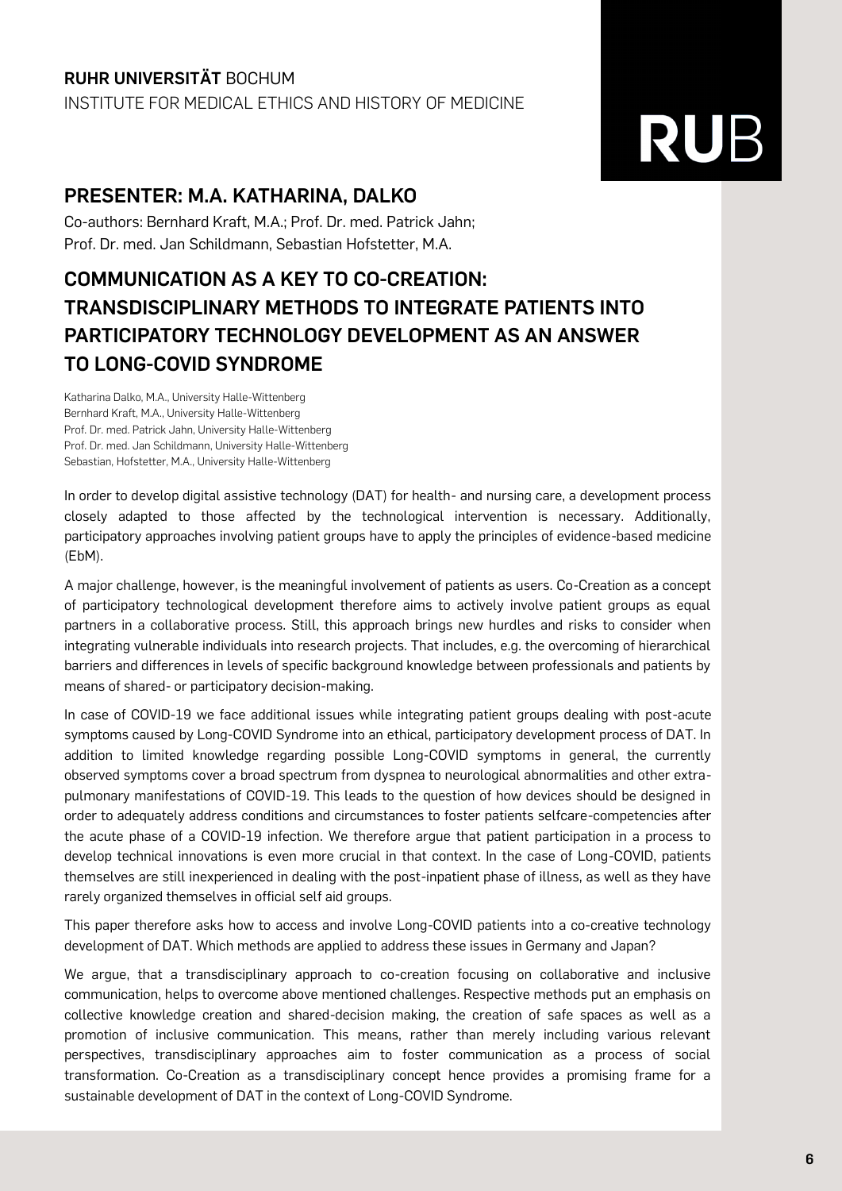**RUHR UNIVERSITÄT** BOCHUM
INSTITUTE FOR MEDICAL ETHICS AND HISTORY OF MEDICINE

## PRESENTER: M.A. KATHARINA, DALKO

Co-authors: Bernhard Kraft, M.A.; Prof. Dr. med. Patrick Jahn;
Prof. Dr. med. Jan Schildmann, Sebastian Hofstetter, M.A.

# COMMUNICATION AS A KEY TO CO-CREATION: TRANSDISCIPLINARY METHODS TO INTEGRATE PATIENTS INTO PARTICIPATORY TECHNOLOGY DEVELOPMENT AS AN ANSWER TO LONG-COVID SYNDROME

Katharina Dalko, M.A., University Halle-Wittenberg
Bernhard Kraft, M.A., University Halle-Wittenberg
Prof. Dr. med. Patrick Jahn, University Halle-Wittenberg
Prof. Dr. med. Jan Schildmann, University Halle-Wittenberg
Sebastian, Hofstetter, M.A., University Halle-Wittenberg

In order to develop digital assistive technology (DAT) for health- and nursing care, a development process closely adapted to those affected by the technological intervention is necessary. Additionally, participatory approaches involving patient groups have to apply the principles of evidence-based medicine (EbM).

A major challenge, however, is the meaningful involvement of patients as users. Co-Creation as a concept of participatory technological development therefore aims to actively involve patient groups as equal partners in a collaborative process. Still, this approach brings new hurdles and risks to consider when integrating vulnerable individuals into research projects. That includes, e.g. the overcoming of hierarchical barriers and differences in levels of specific background knowledge between professionals and patients by means of shared- or participatory decision-making.

In case of COVID-19 we face additional issues while integrating patient groups dealing with post-acute symptoms caused by Long-COVID Syndrome into an ethical, participatory development process of DAT. In addition to limited knowledge regarding possible Long-COVID symptoms in general, the currently observed symptoms cover a broad spectrum from dyspnea to neurological abnormalities and other extra-pulmonary manifestations of COVID-19. This leads to the question of how devices should be designed in order to adequately address conditions and circumstances to foster patients selfcare-competencies after the acute phase of a COVID-19 infection. We therefore argue that patient participation in a process to develop technical innovations is even more crucial in that context. In the case of Long-COVID, patients themselves are still inexperienced in dealing with the post-inpatient phase of illness, as well as they have rarely organized themselves in official self aid groups.

This paper therefore asks how to access and involve Long-COVID patients into a co-creative technology development of DAT. Which methods are applied to address these issues in Germany and Japan?

We argue, that a transdisciplinary approach to co-creation focusing on collaborative and inclusive communication, helps to overcome above mentioned challenges. Respective methods put an emphasis on collective knowledge creation and shared-decision making, the creation of safe spaces as well as a promotion of inclusive communication. This means, rather than merely including various relevant perspectives, transdisciplinary approaches aim to foster communication as a process of social transformation. Co-Creation as a transdisciplinary concept hence provides a promising frame for a sustainable development of DAT in the context of Long-COVID Syndrome.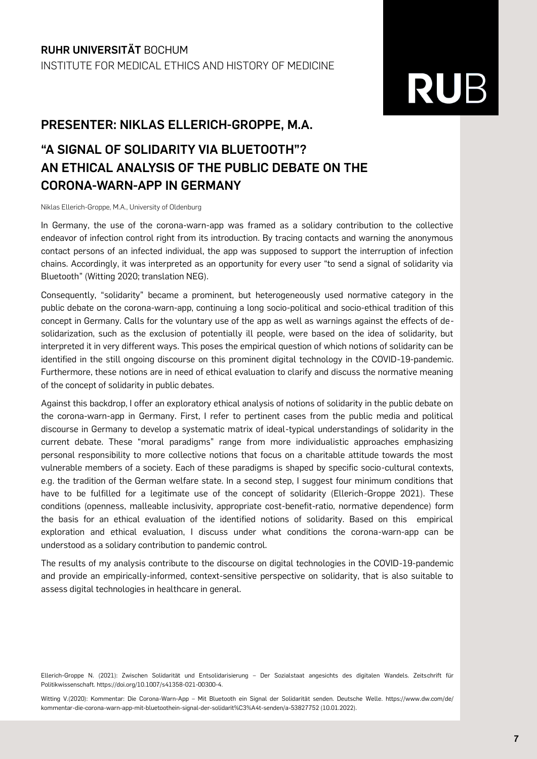**RUHR UNIVERSITÄT** BOCHUM
INSTITUTE FOR MEDICAL ETHICS AND HISTORY OF MEDICINE

## PRESENTER: NIKLAS ELLERICH-GROPPE, M.A.

## "A SIGNAL OF SOLIDARITY VIA BLUETOOTH"? AN ETHICAL ANALYSIS OF THE PUBLIC DEBATE ON THE CORONA-WARN-APP IN GERMANY

Niklas Ellerich-Groppe, M.A., University of Oldenburg

In Germany, the use of the corona-warn-app was framed as a solidary contribution to the collective endeavor of infection control right from its introduction. By tracing contacts and warning the anonymous contact persons of an infected individual, the app was supposed to support the interruption of infection chains. Accordingly, it was interpreted as an opportunity for every user "to send a signal of solidarity via Bluetooth" (Witting 2020; translation NEG).

Consequently, "solidarity" became a prominent, but heterogeneously used normative category in the public debate on the corona-warn-app, continuing a long socio-political and socio-ethical tradition of this concept in Germany. Calls for the voluntary use of the app as well as warnings against the effects of de-solidarization, such as the exclusion of potentially ill people, were based on the idea of solidarity, but interpreted it in very different ways. This poses the empirical question of which notions of solidarity can be identified in the still ongoing discourse on this prominent digital technology in the COVID-19-pandemic. Furthermore, these notions are in need of ethical evaluation to clarify and discuss the normative meaning of the concept of solidarity in public debates.

Against this backdrop, I offer an exploratory ethical analysis of notions of solidarity in the public debate on the corona-warn-app in Germany. First, I refer to pertinent cases from the public media and political discourse in Germany to develop a systematic matrix of ideal-typical understandings of solidarity in the current debate. These "moral paradigms" range from more individualistic approaches emphasizing personal responsibility to more collective notions that focus on a charitable attitude towards the most vulnerable members of a society. Each of these paradigms is shaped by specific socio-cultural contexts, e.g. the tradition of the German welfare state. In a second step, I suggest four minimum conditions that have to be fulfilled for a legitimate use of the concept of solidarity (Ellerich-Groppe 2021). These conditions (openness, malleable inclusivity, appropriate cost-benefit-ratio, normative dependence) form the basis for an ethical evaluation of the identified notions of solidarity. Based on this empirical exploration and ethical evaluation, I discuss under what conditions the corona-warn-app can be understood as a solidary contribution to pandemic control.

The results of my analysis contribute to the discourse on digital technologies in the COVID-19-pandemic and provide an empirically-informed, context-sensitive perspective on solidarity, that is also suitable to assess digital technologies in healthcare in general.

Ellerich-Groppe N. (2021): Zwischen Solidarität und Entsolidarisierung – Der Sozialstaat angesichts des digitalen Wandels. Zeitschrift für Politikwissenschaft. https://doi.org/10.1007/s41358-021-00300-4.

Witting V.(2020): Kommentar: Die Corona-Warn-App – Mit Bluetooth ein Signal der Solidarität senden. Deutsche Welle. https://www.dw.com/de/kommentar-die-corona-warn-app-mit-bluetoothein-signal-der-solidarit%C3%A4t-senden/a-53827752 (10.01.2022).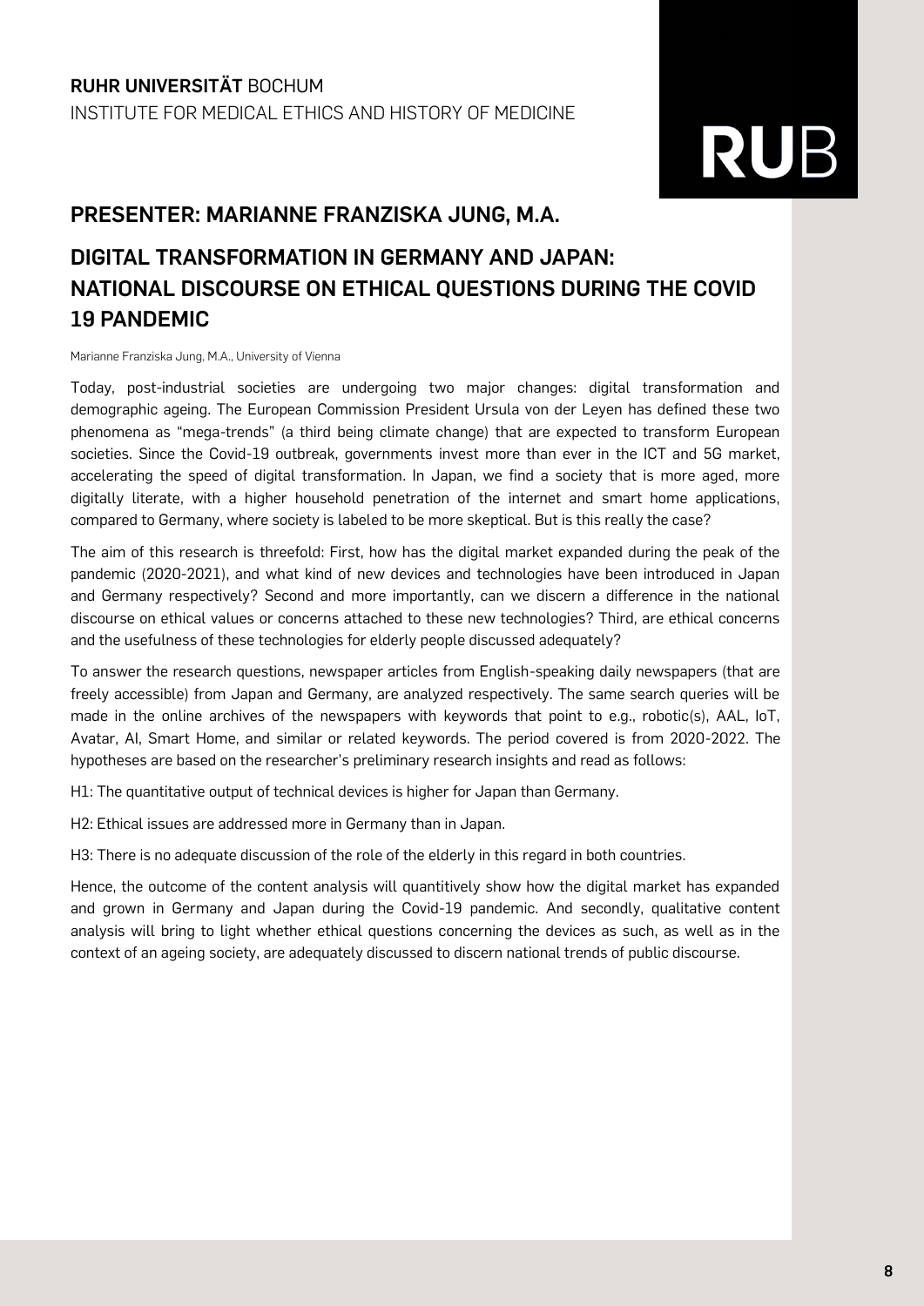**RUHR UNIVERSITÄT** BOCHUM
INSTITUTE FOR MEDICAL ETHICS AND HISTORY OF MEDICINE

RUB

## PRESENTER: MARIANNE FRANZISKA JUNG, M.A.

## DIGITAL TRANSFORMATION IN GERMANY AND JAPAN: NATIONAL DISCOURSE ON ETHICAL QUESTIONS DURING THE COVID 19 PANDEMIC

Marianne Franziska Jung, M.A., University of Vienna

Today, post-industrial societies are undergoing two major changes: digital transformation and demographic ageing. The European Commission President Ursula von der Leyen has defined these two phenomena as "mega-trends" (a third being climate change) that are expected to transform European societies. Since the Covid-19 outbreak, governments invest more than ever in the ICT and 5G market, accelerating the speed of digital transformation. In Japan, we find a society that is more aged, more digitally literate, with a higher household penetration of the internet and smart home applications, compared to Germany, where society is labeled to be more skeptical. But is this really the case?

The aim of this research is threefold: First, how has the digital market expanded during the peak of the pandemic (2020-2021), and what kind of new devices and technologies have been introduced in Japan and Germany respectively? Second and more importantly, can we discern a difference in the national discourse on ethical values or concerns attached to these new technologies? Third, are ethical concerns and the usefulness of these technologies for elderly people discussed adequately?

To answer the research questions, newspaper articles from English-speaking daily newspapers (that are freely accessible) from Japan and Germany, are analyzed respectively. The same search queries will be made in the online archives of the newspapers with keywords that point to e.g., robotic(s), AAL, IoT, Avatar, AI, Smart Home, and similar or related keywords. The period covered is from 2020-2022. The hypotheses are based on the researcher's preliminary research insights and read as follows:

H1: The quantitative output of technical devices is higher for Japan than Germany.

H2: Ethical issues are addressed more in Germany than in Japan.

H3: There is no adequate discussion of the role of the elderly in this regard in both countries.

Hence, the outcome of the content analysis will quantitively show how the digital market has expanded and grown in Germany and Japan during the Covid-19 pandemic. And secondly, qualitative content analysis will bring to light whether ethical questions concerning the devices as such, as well as in the context of an ageing society, are adequately discussed to discern national trends of public discourse.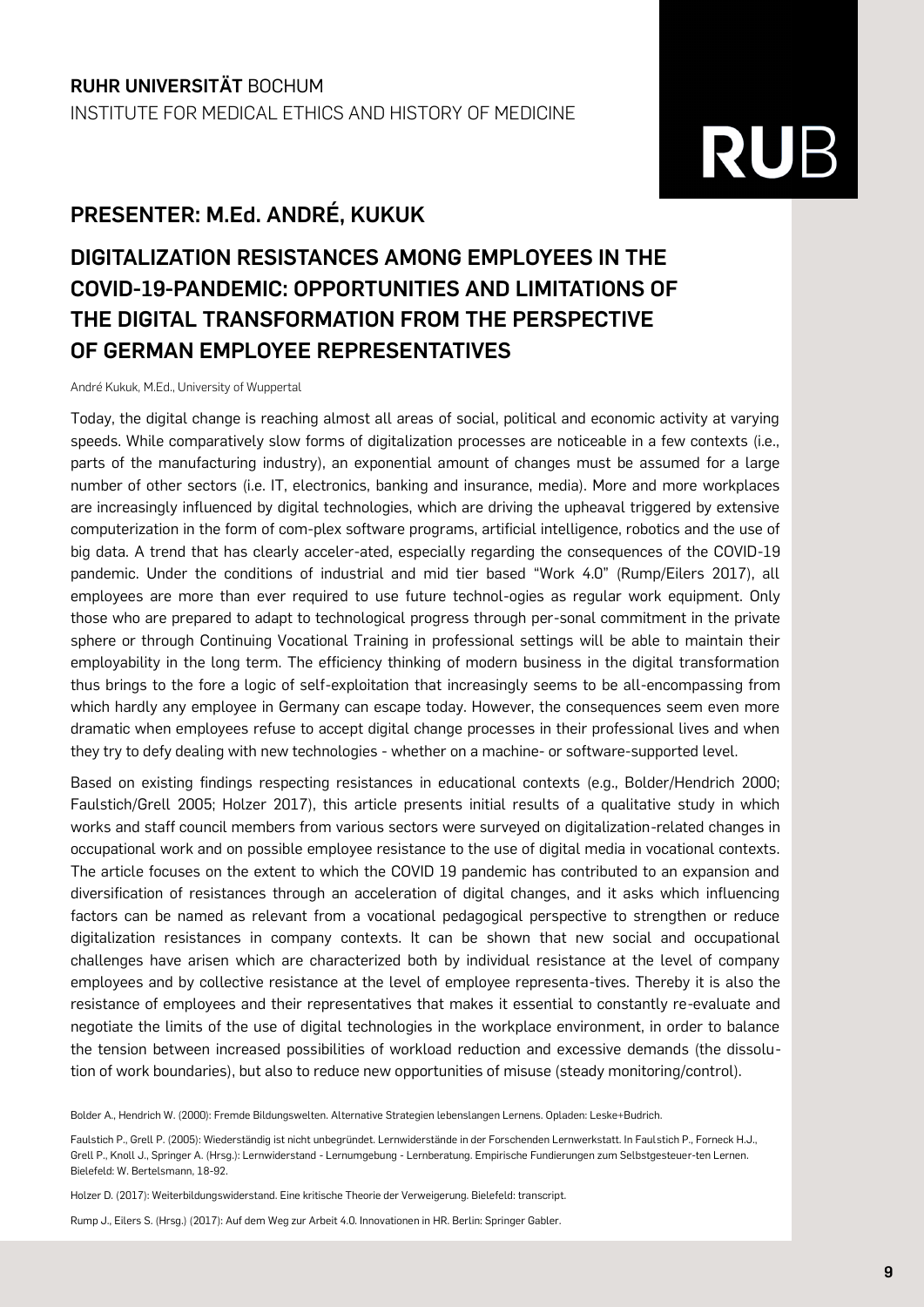**RUHR UNIVERSITÄT** BOCHUM
INSTITUTE FOR MEDICAL ETHICS AND HISTORY OF MEDICINE

## PRESENTER: M.Ed. ANDRÉ, KUKUK

# DIGITALIZATION RESISTANCES AMONG EMPLOYEES IN THE COVID-19-PANDEMIC: OPPORTUNITIES AND LIMITATIONS OF THE DIGITAL TRANSFORMATION FROM THE PERSPECTIVE OF GERMAN EMPLOYEE REPRESENTATIVES

André Kukuk, M.Ed., University of Wuppertal

Today, the digital change is reaching almost all areas of social, political and economic activity at varying speeds. While comparatively slow forms of digitalization processes are noticeable in a few contexts (i.e., parts of the manufacturing industry), an exponential amount of changes must be assumed for a large number of other sectors (i.e. IT, electronics, banking and insurance, media). More and more workplaces are increasingly influenced by digital technologies, which are driving the upheaval triggered by extensive computerization in the form of com-plex software programs, artificial intelligence, robotics and the use of big data. A trend that has clearly acceler-ated, especially regarding the consequences of the COVID-19 pandemic. Under the conditions of industrial and mid tier based "Work 4.0" (Rump/Eilers 2017), all employees are more than ever required to use future technol-ogies as regular work equipment. Only those who are prepared to adapt to technological progress through per-sonal commitment in the private sphere or through Continuing Vocational Training in professional settings will be able to maintain their employability in the long term. The efficiency thinking of modern business in the digital transformation thus brings to the fore a logic of self-exploitation that increasingly seems to be all-encompassing from which hardly any employee in Germany can escape today. However, the consequences seem even more dramatic when employees refuse to accept digital change processes in their professional lives and when they try to defy dealing with new technologies - whether on a machine- or software-supported level.

Based on existing findings respecting resistances in educational contexts (e.g., Bolder/Hendrich 2000; Faulstich/Grell 2005; Holzer 2017), this article presents initial results of a qualitative study in which works and staff council members from various sectors were surveyed on digitalization-related changes in occupational work and on possible employee resistance to the use of digital media in vocational contexts. The article focuses on the extent to which the COVID 19 pandemic has contributed to an expansion and diversification of resistances through an acceleration of digital changes, and it asks which influencing factors can be named as relevant from a vocational pedagogical perspective to strengthen or reduce digitalization resistances in company contexts. It can be shown that new social and occupational challenges have arisen which are characterized both by individual resistance at the level of company employees and by collective resistance at the level of employee representa-tives. Thereby it is also the resistance of employees and their representatives that makes it essential to constantly re-evaluate and negotiate the limits of the use of digital technologies in the workplace environment, in order to balance the tension between increased possibilities of workload reduction and excessive demands (the dissolu-tion of work boundaries), but also to reduce new opportunities of misuse (steady monitoring/control).

Bolder A., Hendrich W. (2000): Fremde Bildungswelten. Alternative Strategien lebenslangen Lernens. Opladen: Leske+Budrich.

Faulstich P., Grell P. (2005): Wiederständig ist nicht unbegründet. Lernwiderstände in der Forschenden Lernwerkstatt. In Faulstich P., Forneck H.J., Grell P., Knoll J., Springer A. (Hrsg.): Lernwiderstand - Lernumgebung - Lernberatung. Empirische Fundierungen zum Selbstgesteuer-ten Lernen. Bielefeld: W. Bertelsmann, 18-92.

Holzer D. (2017): Weiterbildungswiderstand. Eine kritische Theorie der Verweigerung. Bielefeld: transcript.

Rump J., Eilers S. (Hrsg.) (2017): Auf dem Weg zur Arbeit 4.0. Innovationen in HR. Berlin: Springer Gabler.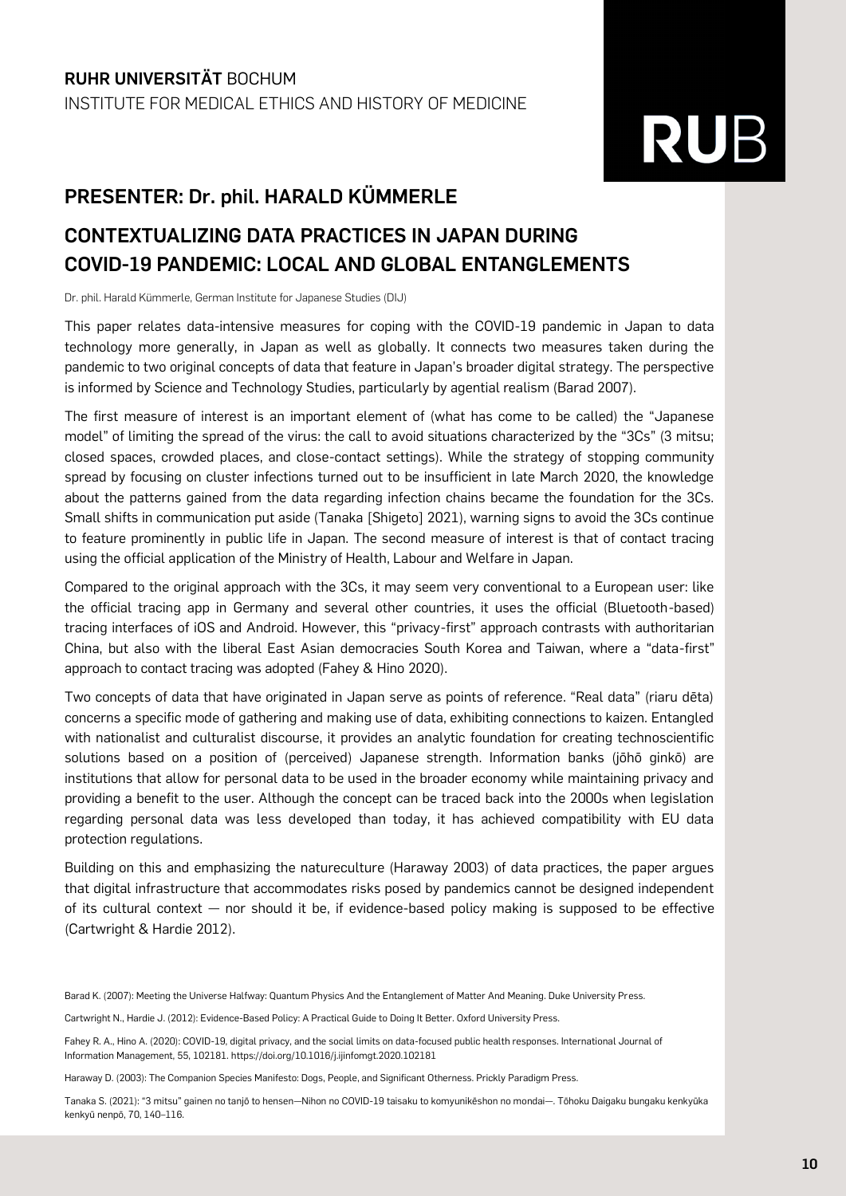**RUHR UNIVERSITÄT** BOCHUM
INSTITUTE FOR MEDICAL ETHICS AND HISTORY OF MEDICINE

RUB

## PRESENTER: Dr. phil. HARALD KÜMMERLE

# CONTEXTUALIZING DATA PRACTICES IN JAPAN DURING COVID-19 PANDEMIC: LOCAL AND GLOBAL ENTANGLEMENTS

Dr. phil. Harald Kümmerle, German Institute for Japanese Studies (DIJ)

This paper relates data-intensive measures for coping with the COVID-19 pandemic in Japan to data technology more generally, in Japan as well as globally. It connects two measures taken during the pandemic to two original concepts of data that feature in Japan's broader digital strategy. The perspective is informed by Science and Technology Studies, particularly by agential realism (Barad 2007).

The first measure of interest is an important element of (what has come to be called) the "Japanese model" of limiting the spread of the virus: the call to avoid situations characterized by the "3Cs" (3 mitsu; closed spaces, crowded places, and close-contact settings). While the strategy of stopping community spread by focusing on cluster infections turned out to be insufficient in late March 2020, the knowledge about the patterns gained from the data regarding infection chains became the foundation for the 3Cs. Small shifts in communication put aside (Tanaka [Shigeto] 2021), warning signs to avoid the 3Cs continue to feature prominently in public life in Japan. The second measure of interest is that of contact tracing using the official application of the Ministry of Health, Labour and Welfare in Japan.

Compared to the original approach with the 3Cs, it may seem very conventional to a European user: like the official tracing app in Germany and several other countries, it uses the official (Bluetooth-based) tracing interfaces of iOS and Android. However, this "privacy-first" approach contrasts with authoritarian China, but also with the liberal East Asian democracies South Korea and Taiwan, where a "data-first" approach to contact tracing was adopted (Fahey & Hino 2020).

Two concepts of data that have originated in Japan serve as points of reference. "Real data" (riaru dēta) concerns a specific mode of gathering and making use of data, exhibiting connections to kaizen. Entangled with nationalist and culturalist discourse, it provides an analytic foundation for creating technoscientific solutions based on a position of (perceived) Japanese strength. Information banks (jōhō ginkō) are institutions that allow for personal data to be used in the broader economy while maintaining privacy and providing a benefit to the user. Although the concept can be traced back into the 2000s when legislation regarding personal data was less developed than today, it has achieved compatibility with EU data protection regulations.

Building on this and emphasizing the natureculture (Haraway 2003) of data practices, the paper argues that digital infrastructure that accommodates risks posed by pandemics cannot be designed independent of its cultural context — nor should it be, if evidence-based policy making is supposed to be effective (Cartwright & Hardie 2012).

Barad K. (2007): Meeting the Universe Halfway: Quantum Physics And the Entanglement of Matter And Meaning. Duke University Press.

Cartwright N., Hardie J. (2012): Evidence-Based Policy: A Practical Guide to Doing It Better. Oxford University Press.

Fahey R. A., Hino A. (2020): COVID-19, digital privacy, and the social limits on data-focused public health responses. International Journal of Information Management, 55, 102181. https://doi.org/10.1016/j.ijinfomgt.2020.102181

Haraway D. (2003): The Companion Species Manifesto: Dogs, People, and Significant Otherness. Prickly Paradigm Press.

Tanaka S. (2021): "3 mitsu" gainen no tanjō to hensen—Nihon no COVID-19 taisaku to komyunikēshon no mondai—. Tōhoku Daigaku bungaku kenkyūka kenkyū nenpō, 70, 140–116.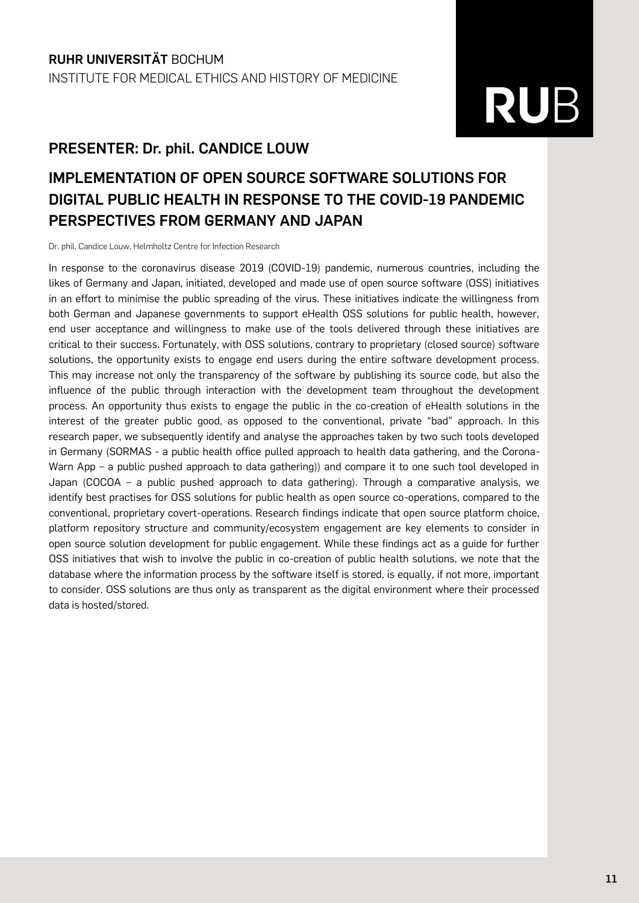**RUHR UNIVERSITÄT** BOCHUM
INSTITUTE FOR MEDICAL ETHICS AND HISTORY OF MEDICINE

## PRESENTER: Dr. phil. CANDICE LOUW

# IMPLEMENTATION OF OPEN SOURCE SOFTWARE SOLUTIONS FOR DIGITAL PUBLIC HEALTH IN RESPONSE TO THE COVID-19 PANDEMIC PERSPECTIVES FROM GERMANY AND JAPAN

Dr. phil. Candice Louw, Helmholtz Centre for Infection Research

In response to the coronavirus disease 2019 (COVID-19) pandemic, numerous countries, including the likes of Germany and Japan, initiated, developed and made use of open source software (OSS) initiatives in an effort to minimise the public spreading of the virus. These initiatives indicate the willingness from both German and Japanese governments to support eHealth OSS solutions for public health, however, end user acceptance and willingness to make use of the tools delivered through these initiatives are critical to their success. Fortunately, with OSS solutions, contrary to proprietary (closed source) software solutions, the opportunity exists to engage end users during the entire software development process. This may increase not only the transparency of the software by publishing its source code, but also the influence of the public through interaction with the development team throughout the development process. An opportunity thus exists to engage the public in the co-creation of eHealth solutions in the interest of the greater public good, as opposed to the conventional, private "bad" approach. In this research paper, we subsequently identify and analyse the approaches taken by two such tools developed in Germany (SORMAS - a public health office pulled approach to health data gathering, and the Corona-Warn App – a public pushed approach to data gathering)) and compare it to one such tool developed in Japan (COCOA – a public pushed approach to data gathering). Through a comparative analysis, we identify best practises for OSS solutions for public health as open source co-operations, compared to the conventional, proprietary covert-operations. Research findings indicate that open source platform choice, platform repository structure and community/ecosystem engagement are key elements to consider in open source solution development for public engagement. While these findings act as a guide for further OSS initiatives that wish to involve the public in co-creation of public health solutions, we note that the database where the information process by the software itself is stored, is equally, if not more, important to consider. OSS solutions are thus only as transparent as the digital environment where their processed data is hosted/stored.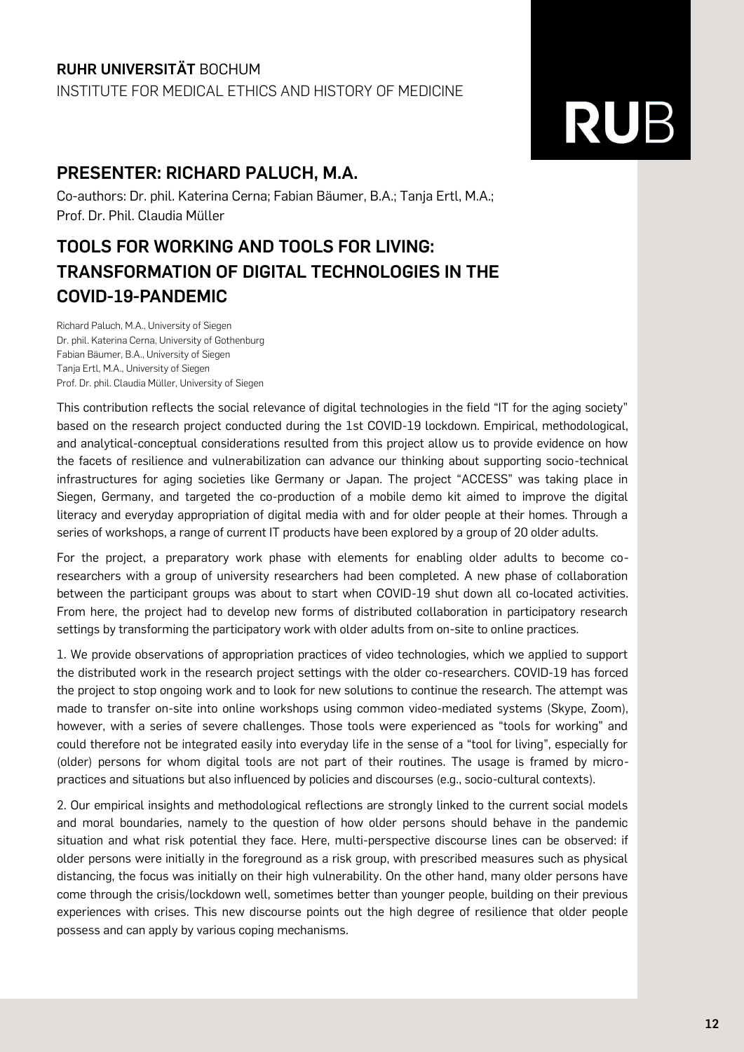**RUHR UNIVERSITÄT** BOCHUM
INSTITUTE FOR MEDICAL ETHICS AND HISTORY OF MEDICINE

## PRESENTER: RICHARD PALUCH, M.A.

Co-authors: Dr. phil. Katerina Cerna; Fabian Bäumer, B.A.; Tanja Ertl, M.A.; Prof. Dr. Phil. Claudia Müller

## TOOLS FOR WORKING AND TOOLS FOR LIVING: TRANSFORMATION OF DIGITAL TECHNOLOGIES IN THE COVID-19-PANDEMIC

Richard Paluch, M.A., University of Siegen
Dr. phil. Katerina Cerna, University of Gothenburg
Fabian Bäumer, B.A., University of Siegen
Tanja Ertl, M.A., University of Siegen
Prof. Dr. phil. Claudia Müller, University of Siegen

This contribution reflects the social relevance of digital technologies in the field "IT for the aging society" based on the research project conducted during the 1st COVID-19 lockdown. Empirical, methodological, and analytical-conceptual considerations resulted from this project allow us to provide evidence on how the facets of resilience and vulnerabilization can advance our thinking about supporting socio-technical infrastructures for aging societies like Germany or Japan. The project "ACCESS" was taking place in Siegen, Germany, and targeted the co-production of a mobile demo kit aimed to improve the digital literacy and everyday appropriation of digital media with and for older people at their homes. Through a series of workshops, a range of current IT products have been explored by a group of 20 older adults.

For the project, a preparatory work phase with elements for enabling older adults to become co-researchers with a group of university researchers had been completed. A new phase of collaboration between the participant groups was about to start when COVID-19 shut down all co-located activities. From here, the project had to develop new forms of distributed collaboration in participatory research settings by transforming the participatory work with older adults from on-site to online practices.

1. We provide observations of appropriation practices of video technologies, which we applied to support the distributed work in the research project settings with the older co-researchers. COVID-19 has forced the project to stop ongoing work and to look for new solutions to continue the research. The attempt was made to transfer on-site into online workshops using common video-mediated systems (Skype, Zoom), however, with a series of severe challenges. Those tools were experienced as "tools for working" and could therefore not be integrated easily into everyday life in the sense of a "tool for living", especially for (older) persons for whom digital tools are not part of their routines. The usage is framed by micro-practices and situations but also influenced by policies and discourses (e.g., socio-cultural contexts).

2. Our empirical insights and methodological reflections are strongly linked to the current social models and moral boundaries, namely to the question of how older persons should behave in the pandemic situation and what risk potential they face. Here, multi-perspective discourse lines can be observed: if older persons were initially in the foreground as a risk group, with prescribed measures such as physical distancing, the focus was initially on their high vulnerability. On the other hand, many older persons have come through the crisis/lockdown well, sometimes better than younger people, building on their previous experiences with crises. This new discourse points out the high degree of resilience that older people possess and can apply by various coping mechanisms.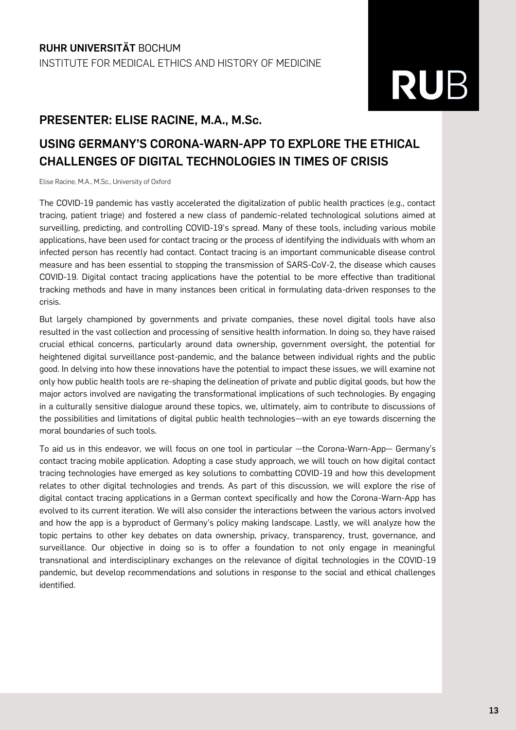**RUHR UNIVERSITÄT** BOCHUM
INSTITUTE FOR MEDICAL ETHICS AND HISTORY OF MEDICINE

## PRESENTER: ELISE RACINE, M.A., M.Sc.

## USING GERMANY'S CORONA-WARN-APP TO EXPLORE THE ETHICAL CHALLENGES OF DIGITAL TECHNOLOGIES IN TIMES OF CRISIS

Elise Racine, M.A., M.Sc., University of Oxford

The COVID-19 pandemic has vastly accelerated the digitalization of public health practices (e.g., contact tracing, patient triage) and fostered a new class of pandemic-related technological solutions aimed at surveilling, predicting, and controlling COVID-19's spread. Many of these tools, including various mobile applications, have been used for contact tracing or the process of identifying the individuals with whom an infected person has recently had contact. Contact tracing is an important communicable disease control measure and has been essential to stopping the transmission of SARS-CoV-2, the disease which causes COVID-19. Digital contact tracing applications have the potential to be more effective than traditional tracking methods and have in many instances been critical in formulating data-driven responses to the crisis.

But largely championed by governments and private companies, these novel digital tools have also resulted in the vast collection and processing of sensitive health information. In doing so, they have raised crucial ethical concerns, particularly around data ownership, government oversight, the potential for heightened digital surveillance post-pandemic, and the balance between individual rights and the public good. In delving into how these innovations have the potential to impact these issues, we will examine not only how public health tools are re-shaping the delineation of private and public digital goods, but how the major actors involved are navigating the transformational implications of such technologies. By engaging in a culturally sensitive dialogue around these topics, we, ultimately, aim to contribute to discussions of the possibilities and limitations of digital public health technologies—with an eye towards discerning the moral boundaries of such tools.

To aid us in this endeavor, we will focus on one tool in particular —the Corona-Warn-App— Germany's contact tracing mobile application. Adopting a case study approach, we will touch on how digital contact tracing technologies have emerged as key solutions to combatting COVID-19 and how this development relates to other digital technologies and trends. As part of this discussion, we will explore the rise of digital contact tracing applications in a German context specifically and how the Corona-Warn-App has evolved to its current iteration. We will also consider the interactions between the various actors involved and how the app is a byproduct of Germany's policy making landscape. Lastly, we will analyze how the topic pertains to other key debates on data ownership, privacy, transparency, trust, governance, and surveillance. Our objective in doing so is to offer a foundation to not only engage in meaningful transnational and interdisciplinary exchanges on the relevance of digital technologies in the COVID-19 pandemic, but develop recommendations and solutions in response to the social and ethical challenges identified.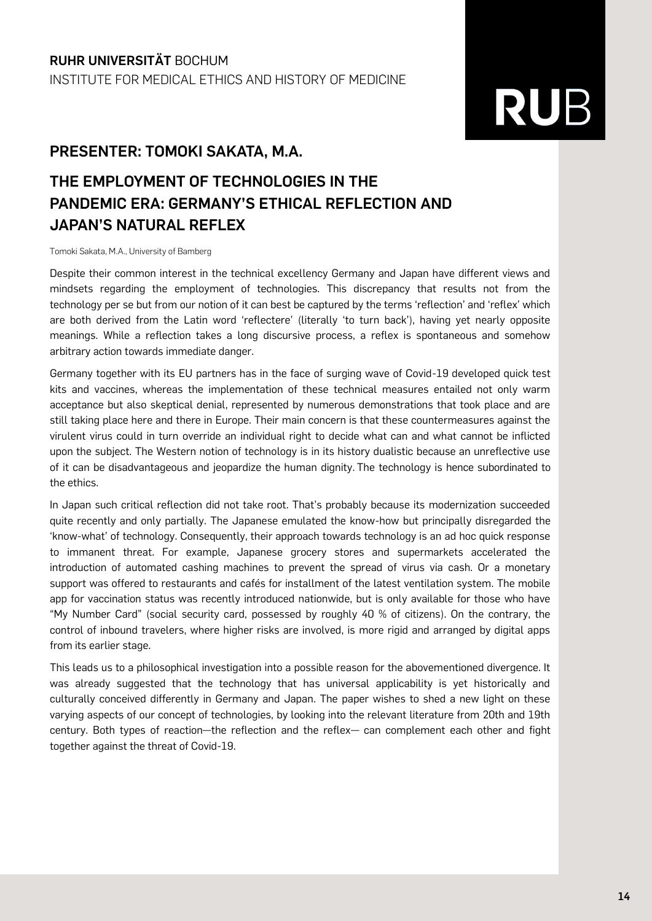**RUHR UNIVERSITÄT** BOCHUM
INSTITUTE FOR MEDICAL ETHICS AND HISTORY OF MEDICINE

## PRESENTER: TOMOKI SAKATA, M.A.

## THE EMPLOYMENT OF TECHNOLOGIES IN THE PANDEMIC ERA: GERMANY'S ETHICAL REFLECTION AND JAPAN'S NATURAL REFLEX

Tomoki Sakata, M.A., University of Bamberg

Despite their common interest in the technical excellency Germany and Japan have different views and mindsets regarding the employment of technologies. This discrepancy that results not from the technology per se but from our notion of it can best be captured by the terms 'reflection' and 'reflex' which are both derived from the Latin word 'reflectere' (literally 'to turn back'), having yet nearly opposite meanings. While a reflection takes a long discursive process, a reflex is spontaneous and somehow arbitrary action towards immediate danger.

Germany together with its EU partners has in the face of surging wave of Covid-19 developed quick test kits and vaccines, whereas the implementation of these technical measures entailed not only warm acceptance but also skeptical denial, represented by numerous demonstrations that took place and are still taking place here and there in Europe. Their main concern is that these countermeasures against the virulent virus could in turn override an individual right to decide what can and what cannot be inflicted upon the subject. The Western notion of technology is in its history dualistic because an unreflective use of it can be disadvantageous and jeopardize the human dignity. The technology is hence subordinated to the ethics.

In Japan such critical reflection did not take root. That's probably because its modernization succeeded quite recently and only partially. The Japanese emulated the know-how but principally disregarded the 'know-what' of technology. Consequently, their approach towards technology is an ad hoc quick response to immanent threat. For example, Japanese grocery stores and supermarkets accelerated the introduction of automated cashing machines to prevent the spread of virus via cash. Or a monetary support was offered to restaurants and cafés for installment of the latest ventilation system. The mobile app for vaccination status was recently introduced nationwide, but is only available for those who have "My Number Card" (social security card, possessed by roughly 40 % of citizens). On the contrary, the control of inbound travelers, where higher risks are involved, is more rigid and arranged by digital apps from its earlier stage.

This leads us to a philosophical investigation into a possible reason for the abovementioned divergence. It was already suggested that the technology that has universal applicability is yet historically and culturally conceived differently in Germany and Japan. The paper wishes to shed a new light on these varying aspects of our concept of technologies, by looking into the relevant literature from 20th and 19th century. Both types of reaction—the reflection and the reflex— can complement each other and fight together against the threat of Covid-19.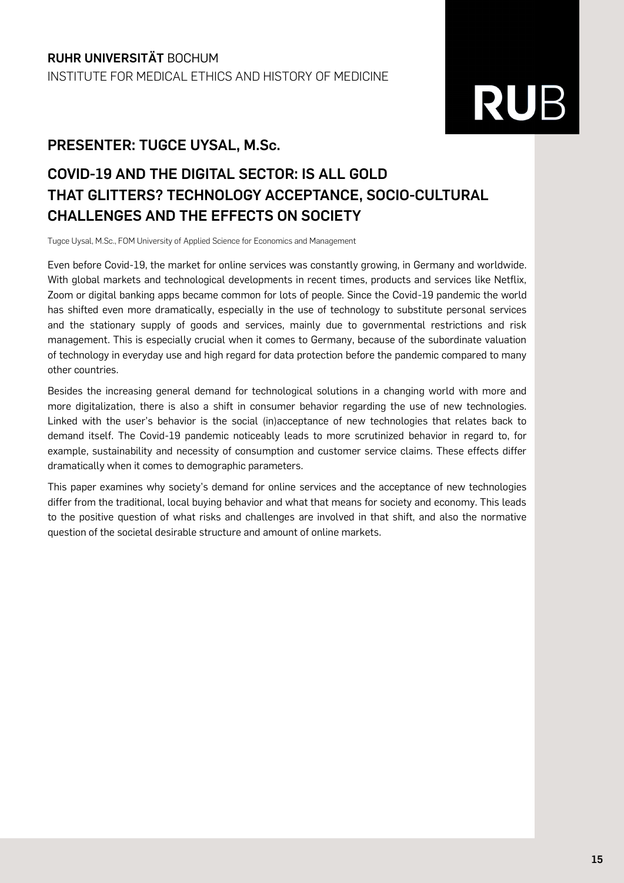**RUHR UNIVERSITÄT** BOCHUM
INSTITUTE FOR MEDICAL ETHICS AND HISTORY OF MEDICINE

RUB

## PRESENTER: TUGCE UYSAL, M.Sc.

## COVID-19 AND THE DIGITAL SECTOR: IS ALL GOLD THAT GLITTERS? TECHNOLOGY ACCEPTANCE, SOCIO-CULTURAL CHALLENGES AND THE EFFECTS ON SOCIETY

Tugce Uysal, M.Sc., FOM University of Applied Science for Economics and Management

Even before Covid-19, the market for online services was constantly growing, in Germany and worldwide. With global markets and technological developments in recent times, products and services like Netflix, Zoom or digital banking apps became common for lots of people. Since the Covid-19 pandemic the world has shifted even more dramatically, especially in the use of technology to substitute personal services and the stationary supply of goods and services, mainly due to governmental restrictions and risk management. This is especially crucial when it comes to Germany, because of the subordinate valuation of technology in everyday use and high regard for data protection before the pandemic compared to many other countries.

Besides the increasing general demand for technological solutions in a changing world with more and more digitalization, there is also a shift in consumer behavior regarding the use of new technologies. Linked with the user's behavior is the social (in)acceptance of new technologies that relates back to demand itself. The Covid-19 pandemic noticeably leads to more scrutinized behavior in regard to, for example, sustainability and necessity of consumption and customer service claims. These effects differ dramatically when it comes to demographic parameters.

This paper examines why society's demand for online services and the acceptance of new technologies differ from the traditional, local buying behavior and what that means for society and economy. This leads to the positive question of what risks and challenges are involved in that shift, and also the normative question of the societal desirable structure and amount of online markets.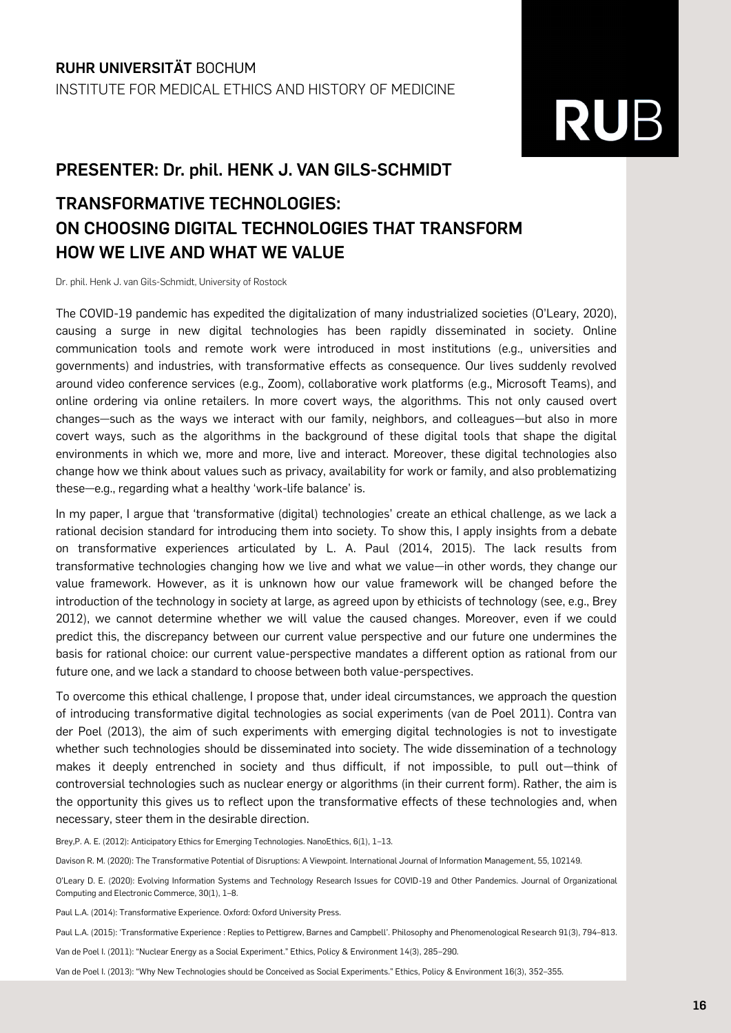RUHR UNIVERSITÄT BOCHUM
INSTITUTE FOR MEDICAL ETHICS AND HISTORY OF MEDICINE

RUB

## PRESENTER: Dr. phil. HENK J. VAN GILS-SCHMIDT

# TRANSFORMATIVE TECHNOLOGIES: ON CHOOSING DIGITAL TECHNOLOGIES THAT TRANSFORM HOW WE LIVE AND WHAT WE VALUE

Dr. phil. Henk J. van Gils-Schmidt, University of Rostock

The COVID-19 pandemic has expedited the digitalization of many industrialized societies (O'Leary, 2020), causing a surge in new digital technologies has been rapidly disseminated in society. Online communication tools and remote work were introduced in most institutions (e.g., universities and governments) and industries, with transformative effects as consequence. Our lives suddenly revolved around video conference services (e.g., Zoom), collaborative work platforms (e.g., Microsoft Teams), and online ordering via online retailers. In more covert ways, the algorithms. This not only caused overt changes—such as the ways we interact with our family, neighbors, and colleagues—but also in more covert ways, such as the algorithms in the background of these digital tools that shape the digital environments in which we, more and more, live and interact. Moreover, these digital technologies also change how we think about values such as privacy, availability for work or family, and also problematizing these—e.g., regarding what a healthy 'work-life balance' is.

In my paper, I argue that 'transformative (digital) technologies' create an ethical challenge, as we lack a rational decision standard for introducing them into society. To show this, I apply insights from a debate on transformative experiences articulated by L. A. Paul (2014, 2015). The lack results from transformative technologies changing how we live and what we value—in other words, they change our value framework. However, as it is unknown how our value framework will be changed before the introduction of the technology in society at large, as agreed upon by ethicists of technology (see, e.g., Brey 2012), we cannot determine whether we will value the caused changes. Moreover, even if we could predict this, the discrepancy between our current value perspective and our future one undermines the basis for rational choice: our current value-perspective mandates a different option as rational from our future one, and we lack a standard to choose between both value-perspectives.

To overcome this ethical challenge, I propose that, under ideal circumstances, we approach the question of introducing transformative digital technologies as social experiments (van de Poel 2011). Contra van der Poel (2013), the aim of such experiments with emerging digital technologies is not to investigate whether such technologies should be disseminated into society. The wide dissemination of a technology makes it deeply entrenched in society and thus difficult, if not impossible, to pull out—think of controversial technologies such as nuclear energy or algorithms (in their current form). Rather, the aim is the opportunity this gives us to reflect upon the transformative effects of these technologies and, when necessary, steer them in the desirable direction.

Brey,P. A. E. (2012): Anticipatory Ethics for Emerging Technologies. NanoEthics, 6(1), 1–13.

Davison R. M. (2020): The Transformative Potential of Disruptions: A Viewpoint. International Journal of Information Management, 55, 102149.

O'Leary D. E. (2020): Evolving Information Systems and Technology Research Issues for COVID-19 and Other Pandemics. Journal of Organizational Computing and Electronic Commerce, 30(1), 1–8.

Paul L.A. (2014): Transformative Experience. Oxford: Oxford University Press.

Paul L.A. (2015): 'Transformative Experience : Replies to Pettigrew, Barnes and Campbell'. Philosophy and Phenomenological Research 91(3), 794–813.

Van de Poel I. (2011): "Nuclear Energy as a Social Experiment." Ethics, Policy & Environment 14(3), 285–290.

Van de Poel I. (2013): "Why New Technologies should be Conceived as Social Experiments." Ethics, Policy & Environment 16(3), 352–355.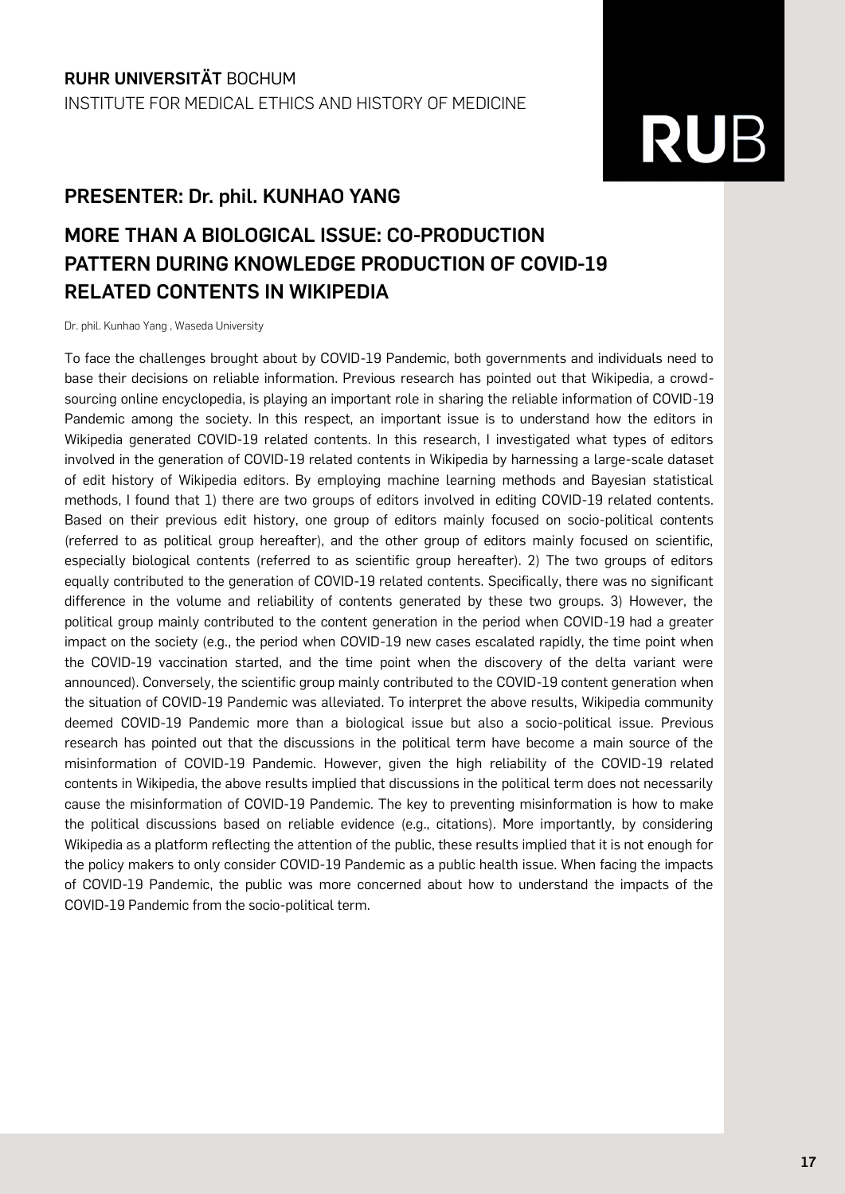**RUHR UNIVERSITÄT** BOCHUM

INSTITUTE FOR MEDICAL ETHICS AND HISTORY OF MEDICINE

## PRESENTER: Dr. phil. KUNHAO YANG

## MORE THAN A BIOLOGICAL ISSUE: CO-PRODUCTION PATTERN DURING KNOWLEDGE PRODUCTION OF COVID-19 RELATED CONTENTS IN WIKIPEDIA

Dr. phil. Kunhao Yang , Waseda University

To face the challenges brought about by COVID-19 Pandemic, both governments and individuals need to base their decisions on reliable information. Previous research has pointed out that Wikipedia, a crowd-sourcing online encyclopedia, is playing an important role in sharing the reliable information of COVID-19 Pandemic among the society. In this respect, an important issue is to understand how the editors in Wikipedia generated COVID-19 related contents. In this research, I investigated what types of editors involved in the generation of COVID-19 related contents in Wikipedia by harnessing a large-scale dataset of edit history of Wikipedia editors. By employing machine learning methods and Bayesian statistical methods, I found that 1) there are two groups of editors involved in editing COVID-19 related contents. Based on their previous edit history, one group of editors mainly focused on socio-political contents (referred to as political group hereafter), and the other group of editors mainly focused on scientific, especially biological contents (referred to as scientific group hereafter). 2) The two groups of editors equally contributed to the generation of COVID-19 related contents. Specifically, there was no significant difference in the volume and reliability of contents generated by these two groups. 3) However, the political group mainly contributed to the content generation in the period when COVID-19 had a greater impact on the society (e.g., the period when COVID-19 new cases escalated rapidly, the time point when the COVID-19 vaccination started, and the time point when the discovery of the delta variant were announced). Conversely, the scientific group mainly contributed to the COVID-19 content generation when the situation of COVID-19 Pandemic was alleviated. To interpret the above results, Wikipedia community deemed COVID-19 Pandemic more than a biological issue but also a socio-political issue. Previous research has pointed out that the discussions in the political term have become a main source of the misinformation of COVID-19 Pandemic. However, given the high reliability of the COVID-19 related contents in Wikipedia, the above results implied that discussions in the political term does not necessarily cause the misinformation of COVID-19 Pandemic. The key to preventing misinformation is how to make the political discussions based on reliable evidence (e.g., citations). More importantly, by considering Wikipedia as a platform reflecting the attention of the public, these results implied that it is not enough for the policy makers to only consider COVID-19 Pandemic as a public health issue. When facing the impacts of COVID-19 Pandemic, the public was more concerned about how to understand the impacts of the COVID-19 Pandemic from the socio-political term.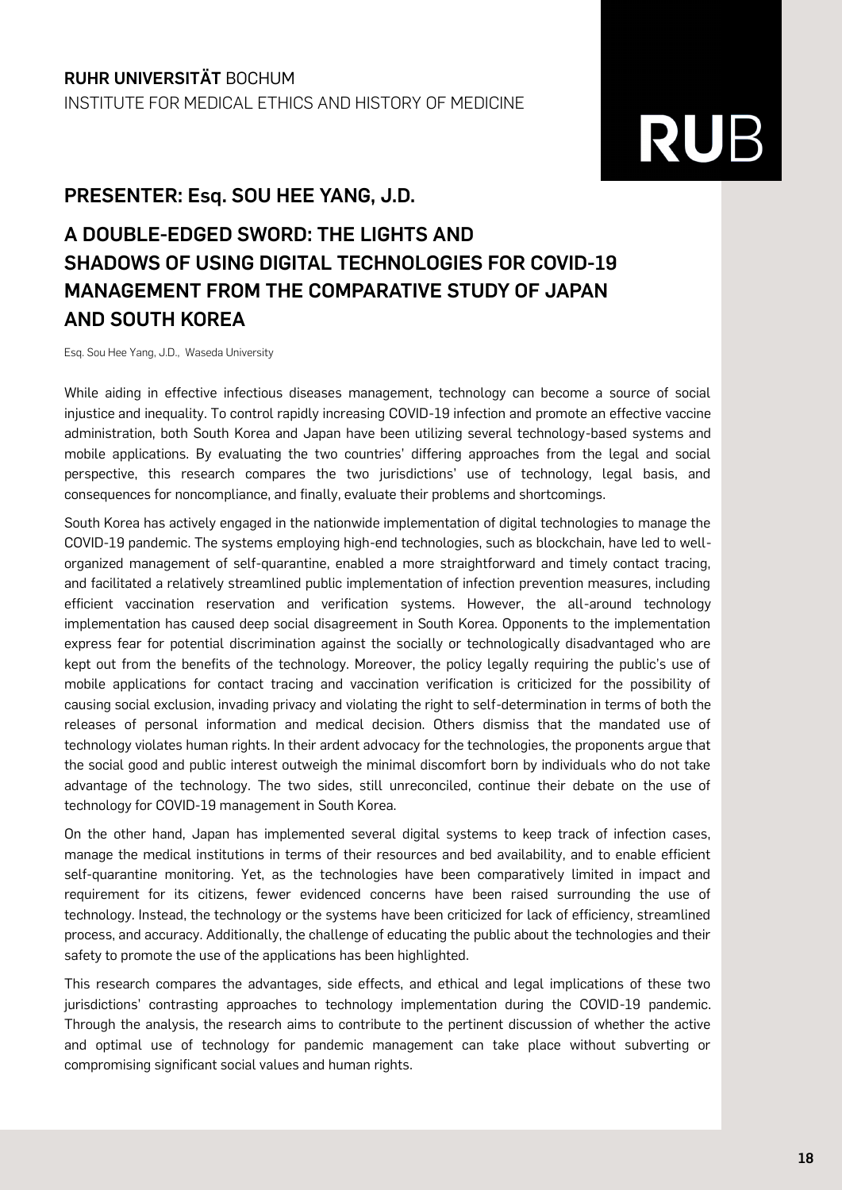**RUHR UNIVERSITÄT** BOCHUM
INSTITUTE FOR MEDICAL ETHICS AND HISTORY OF MEDICINE

## PRESENTER: Esq. SOU HEE YANG, J.D.

## A DOUBLE-EDGED SWORD: THE LIGHTS AND SHADOWS OF USING DIGITAL TECHNOLOGIES FOR COVID-19 MANAGEMENT FROM THE COMPARATIVE STUDY OF JAPAN AND SOUTH KOREA

Esq. Sou Hee Yang, J.D., Waseda University

While aiding in effective infectious diseases management, technology can become a source of social injustice and inequality. To control rapidly increasing COVID-19 infection and promote an effective vaccine administration, both South Korea and Japan have been utilizing several technology-based systems and mobile applications. By evaluating the two countries' differing approaches from the legal and social perspective, this research compares the two jurisdictions' use of technology, legal basis, and consequences for noncompliance, and finally, evaluate their problems and shortcomings.

South Korea has actively engaged in the nationwide implementation of digital technologies to manage the COVID-19 pandemic. The systems employing high-end technologies, such as blockchain, have led to well-organized management of self-quarantine, enabled a more straightforward and timely contact tracing, and facilitated a relatively streamlined public implementation of infection prevention measures, including efficient vaccination reservation and verification systems. However, the all-around technology implementation has caused deep social disagreement in South Korea. Opponents to the implementation express fear for potential discrimination against the socially or technologically disadvantaged who are kept out from the benefits of the technology. Moreover, the policy legally requiring the public's use of mobile applications for contact tracing and vaccination verification is criticized for the possibility of causing social exclusion, invading privacy and violating the right to self-determination in terms of both the releases of personal information and medical decision. Others dismiss that the mandated use of technology violates human rights. In their ardent advocacy for the technologies, the proponents argue that the social good and public interest outweigh the minimal discomfort born by individuals who do not take advantage of the technology. The two sides, still unreconciled, continue their debate on the use of technology for COVID-19 management in South Korea.

On the other hand, Japan has implemented several digital systems to keep track of infection cases, manage the medical institutions in terms of their resources and bed availability, and to enable efficient self-quarantine monitoring. Yet, as the technologies have been comparatively limited in impact and requirement for its citizens, fewer evidenced concerns have been raised surrounding the use of technology. Instead, the technology or the systems have been criticized for lack of efficiency, streamlined process, and accuracy. Additionally, the challenge of educating the public about the technologies and their safety to promote the use of the applications has been highlighted.

This research compares the advantages, side effects, and ethical and legal implications of these two jurisdictions' contrasting approaches to technology implementation during the COVID-19 pandemic. Through the analysis, the research aims to contribute to the pertinent discussion of whether the active and optimal use of technology for pandemic management can take place without subverting or compromising significant social values and human rights.